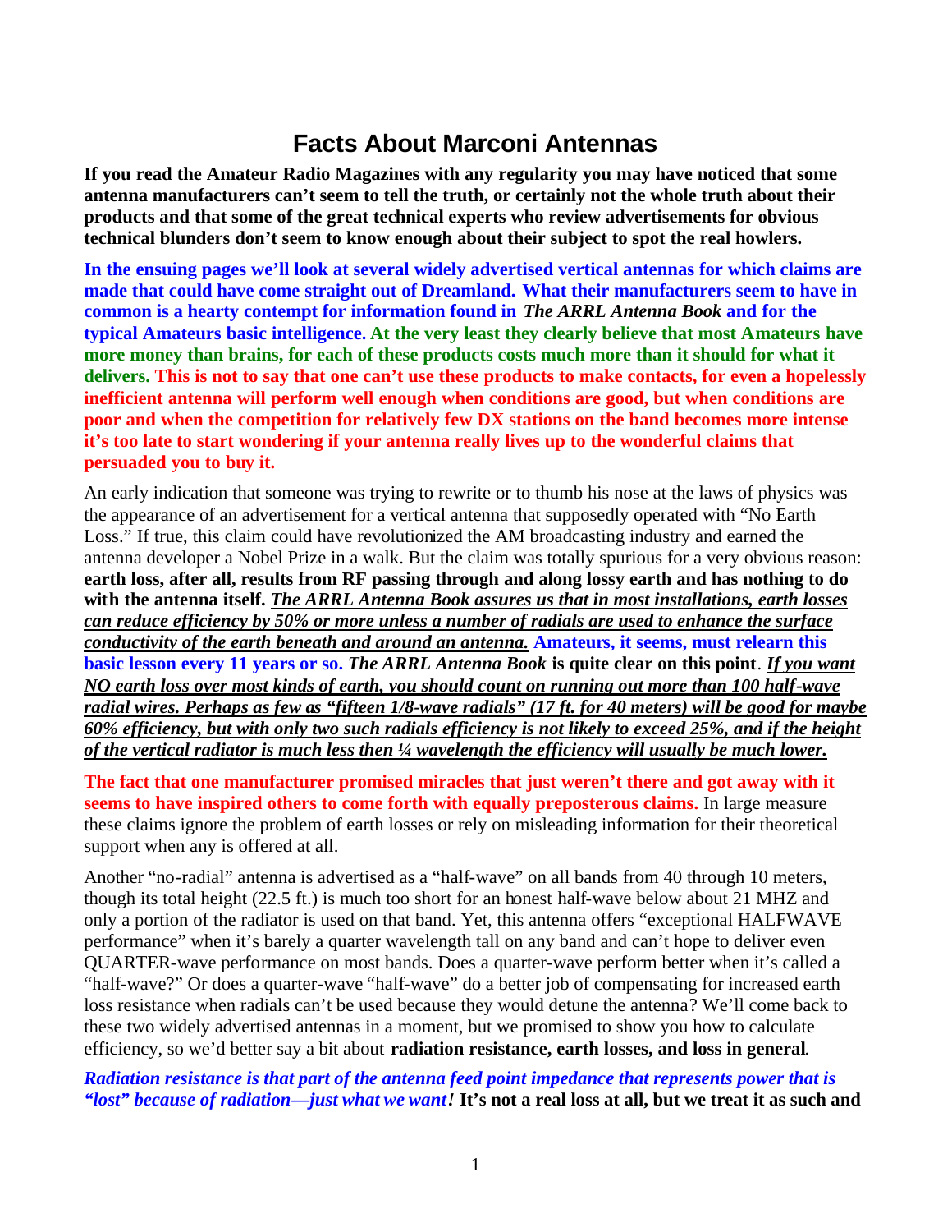# Facts About Marconi Antennas

**If you read the Amateur Radio Magazines with any regularity you may have noticed that some antenna manufacturers can't seem to tell the truth, or certainly not the whole truth about their products and that some of the great technical experts who review advertisements for obvious technical blunders don't seem to know enough about their subject to spot the real howlers.**

**In the ensuing pages we'll look at several widely advertised vertical antennas for which claims are made that could have come straight out of Dreamland. What their manufacturers seem to have in common is a hearty contempt for information found in *The ARRL Antenna Book* and for the typical Amateurs basic intelligence. At the very least they clearly believe that most Amateurs have more money than brains, for each of these products costs much more than it should for what it delivers. This is not to say that one can't use these products to make contacts, for even a hopelessly inefficient antenna will perform well enough when conditions are good, but when conditions are poor and when the competition for relatively few DX stations on the band becomes more intense it's too late to start wondering if your antenna really lives up to the wonderful claims that persuaded you to buy it.**

An early indication that someone was trying to rewrite or to thumb his nose at the laws of physics was the appearance of an advertisement for a vertical antenna that supposedly operated with "No Earth Loss." If true, this claim could have revolutionized the AM broadcasting industry and earned the antenna developer a Nobel Prize in a walk. But the claim was totally spurious for a very obvious reason: **earth loss, after all, results from RF passing through and along lossy earth and has nothing to do with the antenna itself.** ***The ARRL Antenna Book assures us that in most installations, earth losses can reduce efficiency by 50% or more unless a number of radials are used to enhance the surface conductivity of the earth beneath and around an antenna.*** **Amateurs, it seems, must relearn this basic lesson every 11 years or so. *The ARRL Antenna Book* is quite clear on this point**. ***If you want NO earth loss over most kinds of earth, you should count on running out more than 100 half-wave radial wires. Perhaps as few as "fifteen 1/8-wave radials" (17 ft. for 40 meters) will be good for maybe 60% efficiency, but with only two such radials efficiency is not likely to exceed 25%, and if the height of the vertical radiator is much less then ¼ wavelength the efficiency will usually be much lower.***

**The fact that one manufacturer promised miracles that just weren't there and got away with it seems to have inspired others to come forth with equally preposterous claims.** In large measure these claims ignore the problem of earth losses or rely on misleading information for their theoretical support when any is offered at all.

Another "no-radial" antenna is advertised as a "half-wave" on all bands from 40 through 10 meters, though its total height (22.5 ft.) is much too short for an honest half-wave below about 21 MHZ and only a portion of the radiator is used on that band. Yet, this antenna offers "exceptional HALFWAVE performance" when it's barely a quarter wavelength tall on any band and can't hope to deliver even QUARTER-wave performance on most bands. Does a quarter-wave perform better when it's called a "half-wave?" Or does a quarter-wave "half-wave" do a better job of compensating for increased earth loss resistance when radials can't be used because they would detune the antenna? We'll come back to these two widely advertised antennas in a moment, but we promised to show you how to calculate efficiency, so we'd better say a bit about **radiation resistance, earth losses, and loss in general**.

***Radiation resistance is that part of the antenna feed point impedance that represents power that is "lost" because of radiation—just what we want!*** **It's not a real loss at all, but we treat it as such and**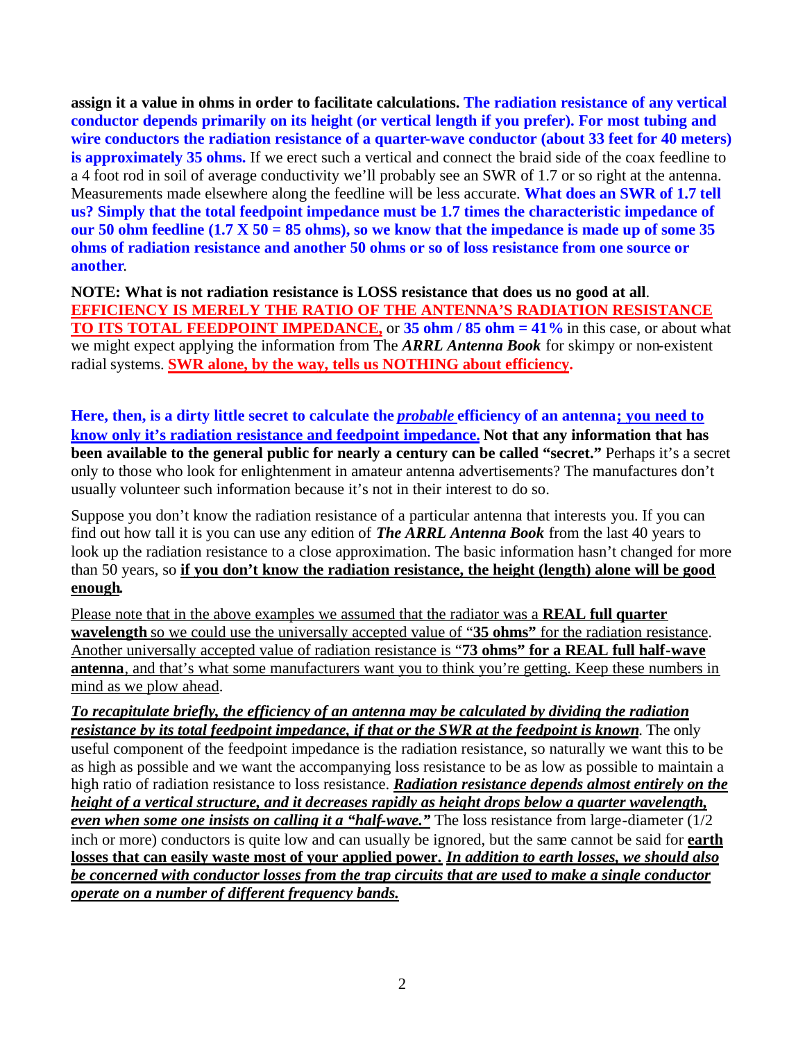**assign it a value in ohms in order to facilitate calculations. The radiation resistance of any vertical conductor depends primarily on its height (or vertical length if you prefer). For most tubing and wire conductors the radiation resistance of a quarter-wave conductor (about 33 feet for 40 meters) is approximately 35 ohms.** If we erect such a vertical and connect the braid side of the coax feedline to a 4 foot rod in soil of average conductivity we'll probably see an SWR of 1.7 or so right at the antenna. Measurements made elsewhere along the feedline will be less accurate. **What does an SWR of 1.7 tell us? Simply that the total feedpoint impedance must be 1.7 times the characteristic impedance of our 50 ohm feedline (1.7 X 50 = 85 ohms), so we know that the impedance is made up of some 35 ohms of radiation resistance and another 50 ohms or so of loss resistance from one source or another**.

**NOTE: What is not radiation resistance is LOSS resistance that does us no good at all**. **EFFICIENCY IS MERELY THE RATIO OF THE ANTENNA'S RADIATION RESISTANCE TO ITS TOTAL FEEDPOINT IMPEDANCE,** or **35 ohm / 85 ohm = 41%** in this case, or about what we might expect applying the information from The ***ARRL Antenna Book*** for skimpy or non-existent radial systems. **SWR alone, by the way, tells us NOTHING about efficiency.**

**Here, then, is a dirty little secret to calculate the *probable* efficiency of an antenna; you need to know only it's radiation resistance and feedpoint impedance. Not that any information that has been available to the general public for nearly a century can be called "secret."** Perhaps it's a secret only to those who look for enlightenment in amateur antenna advertisements? The manufactures don't usually volunteer such information because it's not in their interest to do so.

Suppose you don't know the radiation resistance of a particular antenna that interests you. If you can find out how tall it is you can use any edition of ***The ARRL Antenna Book*** from the last 40 years to look up the radiation resistance to a close approximation. The basic information hasn't changed for more than 50 years, so **if you don't know the radiation resistance, the height (length) alone will be good enough.**

Please note that in the above examples we assumed that the radiator was a **REAL full quarter wavelength** so we could use the universally accepted value of "**35 ohms"** for the radiation resistance. Another universally accepted value of radiation resistance is "**73 ohms" for a REAL full half-wave antenna**, and that's what some manufacturers want you to think you're getting. Keep these numbers in mind as we plow ahead.

***To recapitulate briefly, the efficiency of an antenna may be calculated by dividing the radiation resistance by its total feedpoint impedance, if that or the SWR at the feedpoint is known.*** The only useful component of the feedpoint impedance is the radiation resistance, so naturally we want this to be as high as possible and we want the accompanying loss resistance to be as low as possible to maintain a high ratio of radiation resistance to loss resistance. ***Radiation resistance depends almost entirely on the height of a vertical structure, and it decreases rapidly as height drops below a quarter wavelength, even when some one insists on calling it a "half-wave."*** The loss resistance from large-diameter (1/2 inch or more) conductors is quite low and can usually be ignored, but the same cannot be said for **earth losses that can easily waste most of your applied power.** ***In addition to earth losses, we should also be concerned with conductor losses from the trap circuits that are used to make a single conductor operate on a number of different frequency bands.***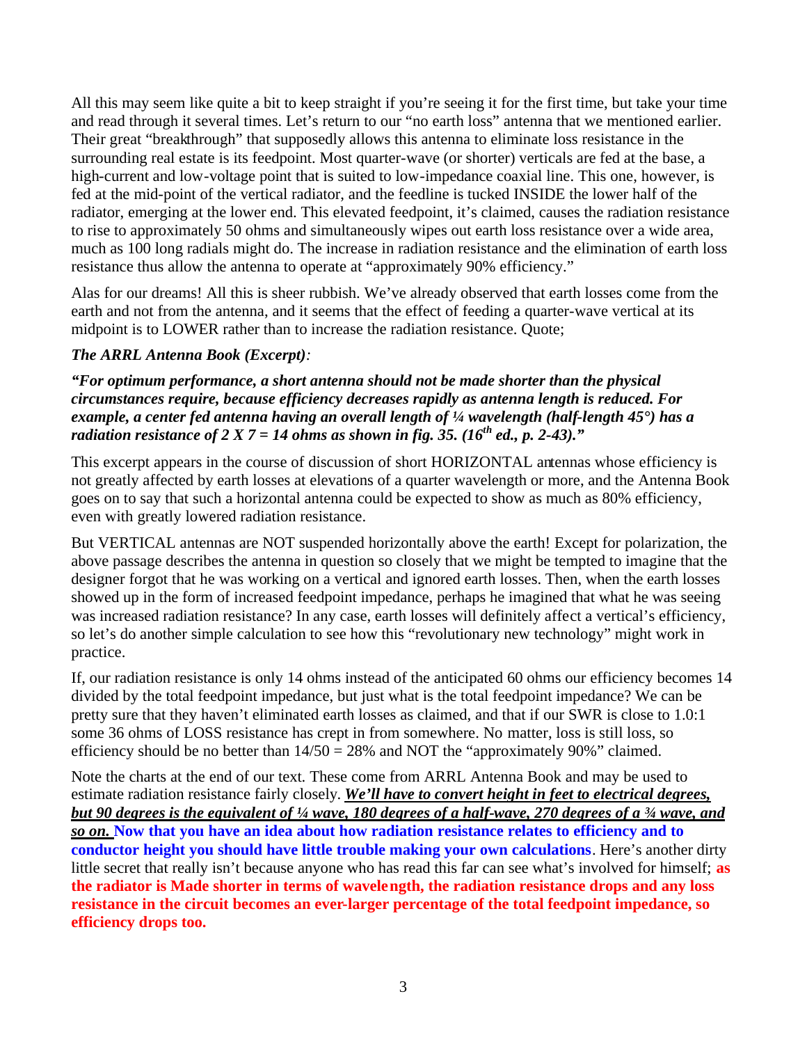All this may seem like quite a bit to keep straight if you're seeing it for the first time, but take your time and read through it several times. Let's return to our "no earth loss" antenna that we mentioned earlier. Their great "breakthrough" that supposedly allows this antenna to eliminate loss resistance in the surrounding real estate is its feedpoint. Most quarter-wave (or shorter) verticals are fed at the base, a high-current and low-voltage point that is suited to low-impedance coaxial line. This one, however, is fed at the mid-point of the vertical radiator, and the feedline is tucked INSIDE the lower half of the radiator, emerging at the lower end. This elevated feedpoint, it's claimed, causes the radiation resistance to rise to approximately 50 ohms and simultaneously wipes out earth loss resistance over a wide area, much as 100 long radials might do. The increase in radiation resistance and the elimination of earth loss resistance thus allow the antenna to operate at "approximately 90% efficiency."

Alas for our dreams! All this is sheer rubbish. We've already observed that earth losses come from the earth and not from the antenna, and it seems that the effect of feeding a quarter-wave vertical at its midpoint is to LOWER rather than to increase the radiation resistance. Quote;

***The ARRL Antenna Book (Excerpt)****:*

***"For optimum performance, a short antenna should not be made shorter than the physical circumstances require, because efficiency decreases rapidly as antenna length is reduced. For example, a center fed antenna having an overall length of ¼ wavelength (half-length 45°) has a radiation resistance of 2 X 7 = 14 ohms as shown in fig. 35. (16th ed., p. 2-43)."***

This excerpt appears in the course of discussion of short HORIZONTAL antennas whose efficiency is not greatly affected by earth losses at elevations of a quarter wavelength or more, and the Antenna Book goes on to say that such a horizontal antenna could be expected to show as much as 80% efficiency, even with greatly lowered radiation resistance.

But VERTICAL antennas are NOT suspended horizontally above the earth! Except for polarization, the above passage describes the antenna in question so closely that we might be tempted to imagine that the designer forgot that he was working on a vertical and ignored earth losses. Then, when the earth losses showed up in the form of increased feedpoint impedance, perhaps he imagined that what he was seeing was increased radiation resistance? In any case, earth losses will definitely affect a vertical's efficiency, so let's do another simple calculation to see how this "revolutionary new technology" might work in practice.

If, our radiation resistance is only 14 ohms instead of the anticipated 60 ohms our efficiency becomes 14 divided by the total feedpoint impedance, but just what is the total feedpoint impedance? We can be pretty sure that they haven't eliminated earth losses as claimed, and that if our SWR is close to 1.0:1 some 36 ohms of LOSS resistance has crept in from somewhere. No matter, loss is still loss, so efficiency should be no better than $14/50 = 28\%$ and NOT the "approximately 90%" claimed.

Note the charts at the end of our text. These come from ARRL Antenna Book and may be used to estimate radiation resistance fairly closely. ***We'll have to convert height in feet to electrical degrees, but 90 degrees is the equivalent of ¼ wave, 180 degrees of a half-wave, 270 degrees of a ¾ wave, and so on.*** **Now that you have an idea about how radiation resistance relates to efficiency and to conductor height you should have little trouble making your own calculations**. Here's another dirty little secret that really isn't because anyone who has read this far can see what's involved for himself; **as the radiator is Made shorter in terms of wavelength, the radiation resistance drops and any loss resistance in the circuit becomes an ever-larger percentage of the total feedpoint impedance, so efficiency drops too.**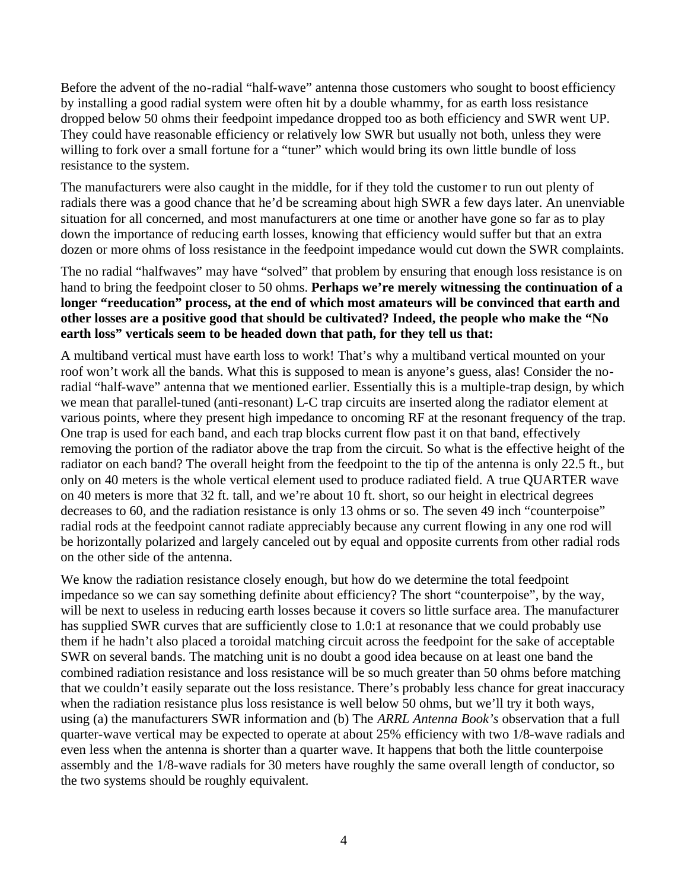Before the advent of the no-radial "half-wave" antenna those customers who sought to boost efficiency by installing a good radial system were often hit by a double whammy, for as earth loss resistance dropped below 50 ohms their feedpoint impedance dropped too as both efficiency and SWR went UP. They could have reasonable efficiency or relatively low SWR but usually not both, unless they were willing to fork over a small fortune for a "tuner" which would bring its own little bundle of loss resistance to the system.

The manufacturers were also caught in the middle, for if they told the customer to run out plenty of radials there was a good chance that he'd be screaming about high SWR a few days later. An unenviable situation for all concerned, and most manufacturers at one time or another have gone so far as to play down the importance of reducing earth losses, knowing that efficiency would suffer but that an extra dozen or more ohms of loss resistance in the feedpoint impedance would cut down the SWR complaints.

The no radial "halfwaves" may have "solved" that problem by ensuring that enough loss resistance is on hand to bring the feedpoint closer to 50 ohms. **Perhaps we're merely witnessing the continuation of a longer "reeducation" process, at the end of which most amateurs will be convinced that earth and other losses are a positive good that should be cultivated? Indeed, the people who make the "No earth loss" verticals seem to be headed down that path, for they tell us that:**

A multiband vertical must have earth loss to work! That's why a multiband vertical mounted on your roof won't work all the bands. What this is supposed to mean is anyone's guess, alas! Consider the no-radial "half-wave" antenna that we mentioned earlier. Essentially this is a multiple-trap design, by which we mean that parallel-tuned (anti-resonant) L-C trap circuits are inserted along the radiator element at various points, where they present high impedance to oncoming RF at the resonant frequency of the trap. One trap is used for each band, and each trap blocks current flow past it on that band, effectively removing the portion of the radiator above the trap from the circuit. So what is the effective height of the radiator on each band? The overall height from the feedpoint to the tip of the antenna is only 22.5 ft., but only on 40 meters is the whole vertical element used to produce radiated field. A true QUARTER wave on 40 meters is more that 32 ft. tall, and we're about 10 ft. short, so our height in electrical degrees decreases to 60, and the radiation resistance is only 13 ohms or so. The seven 49 inch "counterpoise" radial rods at the feedpoint cannot radiate appreciably because any current flowing in any one rod will be horizontally polarized and largely canceled out by equal and opposite currents from other radial rods on the other side of the antenna.

We know the radiation resistance closely enough, but how do we determine the total feedpoint impedance so we can say something definite about efficiency? The short "counterpoise", by the way, will be next to useless in reducing earth losses because it covers so little surface area. The manufacturer has supplied SWR curves that are sufficiently close to 1.0:1 at resonance that we could probably use them if he hadn't also placed a toroidal matching circuit across the feedpoint for the sake of acceptable SWR on several bands. The matching unit is no doubt a good idea because on at least one band the combined radiation resistance and loss resistance will be so much greater than 50 ohms before matching that we couldn't easily separate out the loss resistance. There's probably less chance for great inaccuracy when the radiation resistance plus loss resistance is well below 50 ohms, but we'll try it both ways, using (a) the manufacturers SWR information and (b) The *ARRL Antenna Book's* observation that a full quarter-wave vertical may be expected to operate at about 25% efficiency with two 1/8-wave radials and even less when the antenna is shorter than a quarter wave. It happens that both the little counterpoise assembly and the 1/8-wave radials for 30 meters have roughly the same overall length of conductor, so the two systems should be roughly equivalent.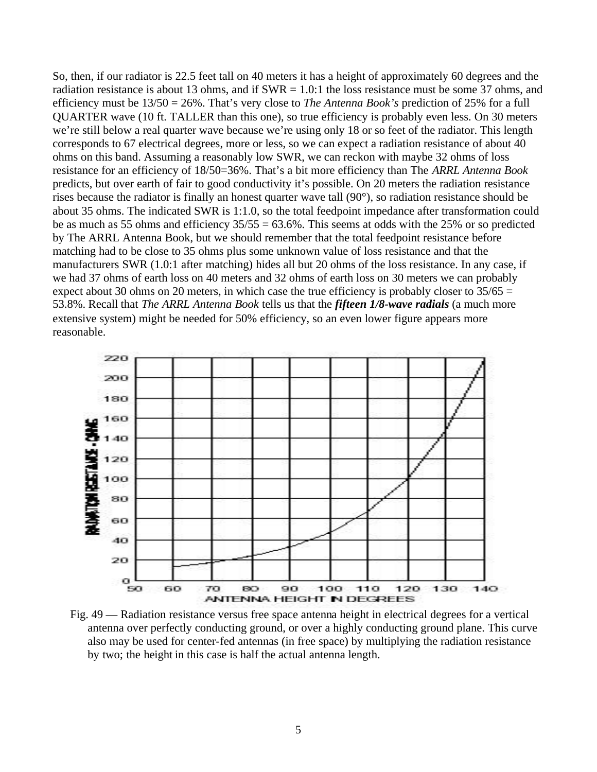So, then, if our radiator is 22.5 feet tall on 40 meters it has a height of approximately 60 degrees and the radiation resistance is about 13 ohms, and if SWR = 1.0:1 the loss resistance must be some 37 ohms, and efficiency must be 13/50 = 26%. That's very close to *The Antenna Book's* prediction of 25% for a full QUARTER wave (10 ft. TALLER than this one), so true efficiency is probably even less. On 30 meters we're still below a real quarter wave because we're using only 18 or so feet of the radiator. This length corresponds to 67 electrical degrees, more or less, so we can expect a radiation resistance of about 40 ohms on this band. Assuming a reasonably low SWR, we can reckon with maybe 32 ohms of loss resistance for an efficiency of 18/50=36%. That's a bit more efficiency than The *ARRL Antenna Book* predicts, but over earth of fair to good conductivity it's possible. On 20 meters the radiation resistance rises because the radiator is finally an honest quarter wave tall (90°), so radiation resistance should be about 35 ohms. The indicated SWR is 1:1.0, so the total feedpoint impedance after transformation could be as much as 55 ohms and efficiency 35/55 = 63.6%. This seems at odds with the 25% or so predicted by The ARRL Antenna Book, but we should remember that the total feedpoint resistance before matching had to be close to 35 ohms plus some unknown value of loss resistance and that the manufacturers SWR (1.0:1 after matching) hides all but 20 ohms of the loss resistance. In any case, if we had 37 ohms of earth loss on 40 meters and 32 ohms of earth loss on 30 meters we can probably expect about 30 ohms on 20 meters, in which case the true efficiency is probably closer to 35/65 = 53.8%. Recall that *The ARRL Antenna Book* tells us that the ***fifteen 1/8-wave radials*** (a much more extensive system) might be needed for 50% efficiency, so an even lower figure appears more reasonable.

Fig. 49 — Radiation resistance versus free space antenna height in electrical degrees for a vertical antenna over perfectly conducting ground, or over a highly conducting ground plane. This curve also may be used for center-fed antennas (in free space) by multiplying the radiation resistance by two; the height in this case is half the actual antenna length.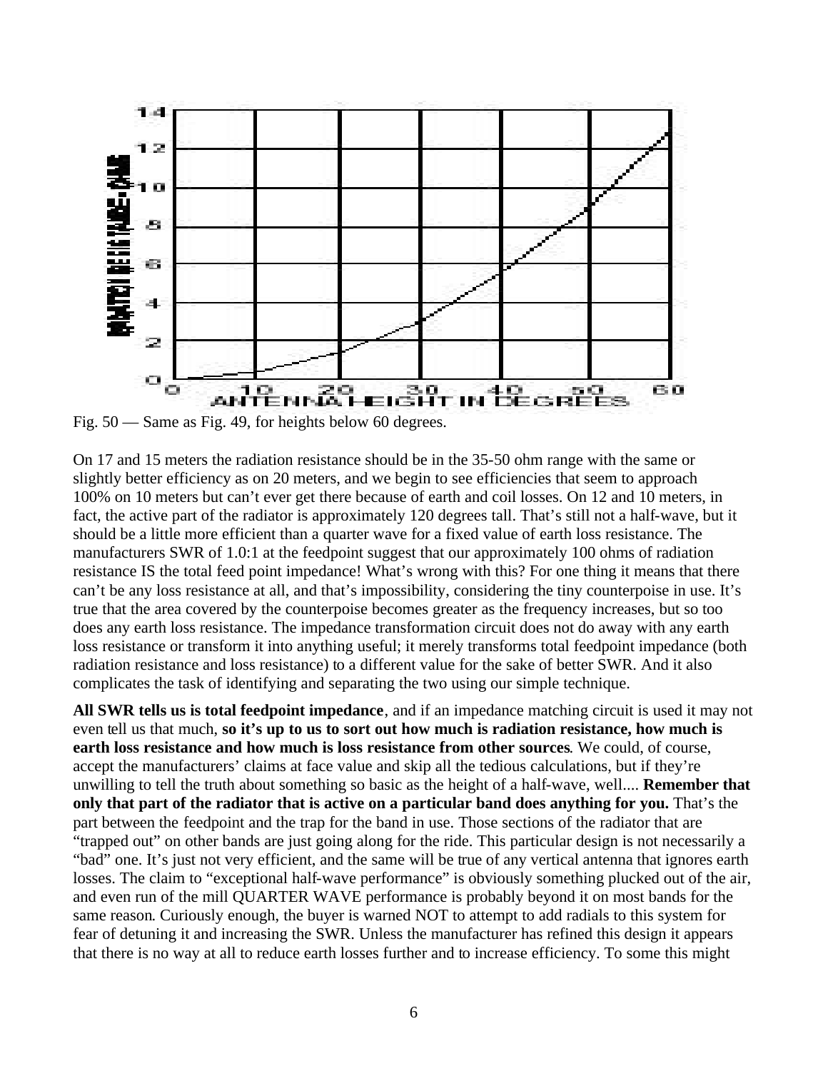Fig. 50 — Same as Fig. 49, for heights below 60 degrees.

On 17 and 15 meters the radiation resistance should be in the 35-50 ohm range with the same or slightly better efficiency as on 20 meters, and we begin to see efficiencies that seem to approach 100% on 10 meters but can't ever get there because of earth and coil losses. On 12 and 10 meters, in fact, the active part of the radiator is approximately 120 degrees tall. That's still not a half-wave, but it should be a little more efficient than a quarter wave for a fixed value of earth loss resistance. The manufacturers SWR of 1.0:1 at the feedpoint suggest that our approximately 100 ohms of radiation resistance IS the total feed point impedance! What's wrong with this? For one thing it means that there can't be any loss resistance at all, and that's impossibility, considering the tiny counterpoise in use. It's true that the area covered by the counterpoise becomes greater as the frequency increases, but so too does any earth loss resistance. The impedance transformation circuit does not do away with any earth loss resistance or transform it into anything useful; it merely transforms total feedpoint impedance (both radiation resistance and loss resistance) to a different value for the sake of better SWR. And it also complicates the task of identifying and separating the two using our simple technique.

**All SWR tells us is total feedpoint impedance**, and if an impedance matching circuit is used it may not even tell us that much, **so it's up to us to sort out how much is radiation resistance, how much is earth loss resistance and how much is loss resistance from other sources**. We could, of course, accept the manufacturers' claims at face value and skip all the tedious calculations, but if they're unwilling to tell the truth about something so basic as the height of a half-wave, well.... **Remember that only that part of the radiator that is active on a particular band does anything for you.** That's the part between the feedpoint and the trap for the band in use. Those sections of the radiator that are "trapped out" on other bands are just going along for the ride. This particular design is not necessarily a "bad" one. It's just not very efficient, and the same will be true of any vertical antenna that ignores earth losses. The claim to "exceptional half-wave performance" is obviously something plucked out of the air, and even run of the mill QUARTER WAVE performance is probably beyond it on most bands for the same reason. Curiously enough, the buyer is warned NOT to attempt to add radials to this system for fear of detuning it and increasing the SWR. Unless the manufacturer has refined this design it appears that there is no way at all to reduce earth losses further and to increase efficiency. To some this might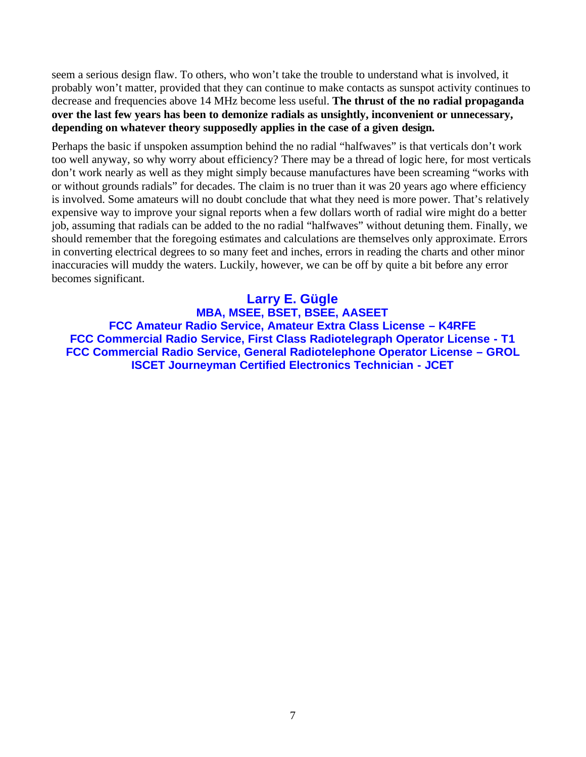seem a serious design flaw. To others, who won't take the trouble to understand what is involved, it probably won't matter, provided that they can continue to make contacts as sunspot activity continues to decrease and frequencies above 14 MHz become less useful. **The thrust of the no radial propaganda over the last few years has been to demonize radials as unsightly, inconvenient or unnecessary, depending on whatever theory supposedly applies in the case of a given design.**

Perhaps the basic if unspoken assumption behind the no radial "halfwaves" is that verticals don't work too well anyway, so why worry about efficiency? There may be a thread of logic here, for most verticals don't work nearly as well as they might simply because manufactures have been screaming "works with or without grounds radials" for decades. The claim is no truer than it was 20 years ago where efficiency is involved. Some amateurs will no doubt conclude that what they need is more power. That's relatively expensive way to improve your signal reports when a few dollars worth of radial wire might do a better job, assuming that radials can be added to the no radial "halfwaves" without detuning them. Finally, we should remember that the foregoing estimates and calculations are themselves only approximate. Errors in converting electrical degrees to so many feet and inches, errors in reading the charts and other minor inaccuracies will muddy the waters. Luckily, however, we can be off by quite a bit before any error becomes significant.

**Larry E. Gügle**
**MBA, MSEE, BSET, BSEE, AASEET**
**FCC Amateur Radio Service, Amateur Extra Class License – K4RFE**
**FCC Commercial Radio Service, First Class Radiotelegraph Operator License - T1**
**FCC Commercial Radio Service, General Radiotelephone Operator License – GROL**
**ISCET Journeyman Certified Electronics Technician - JCET**